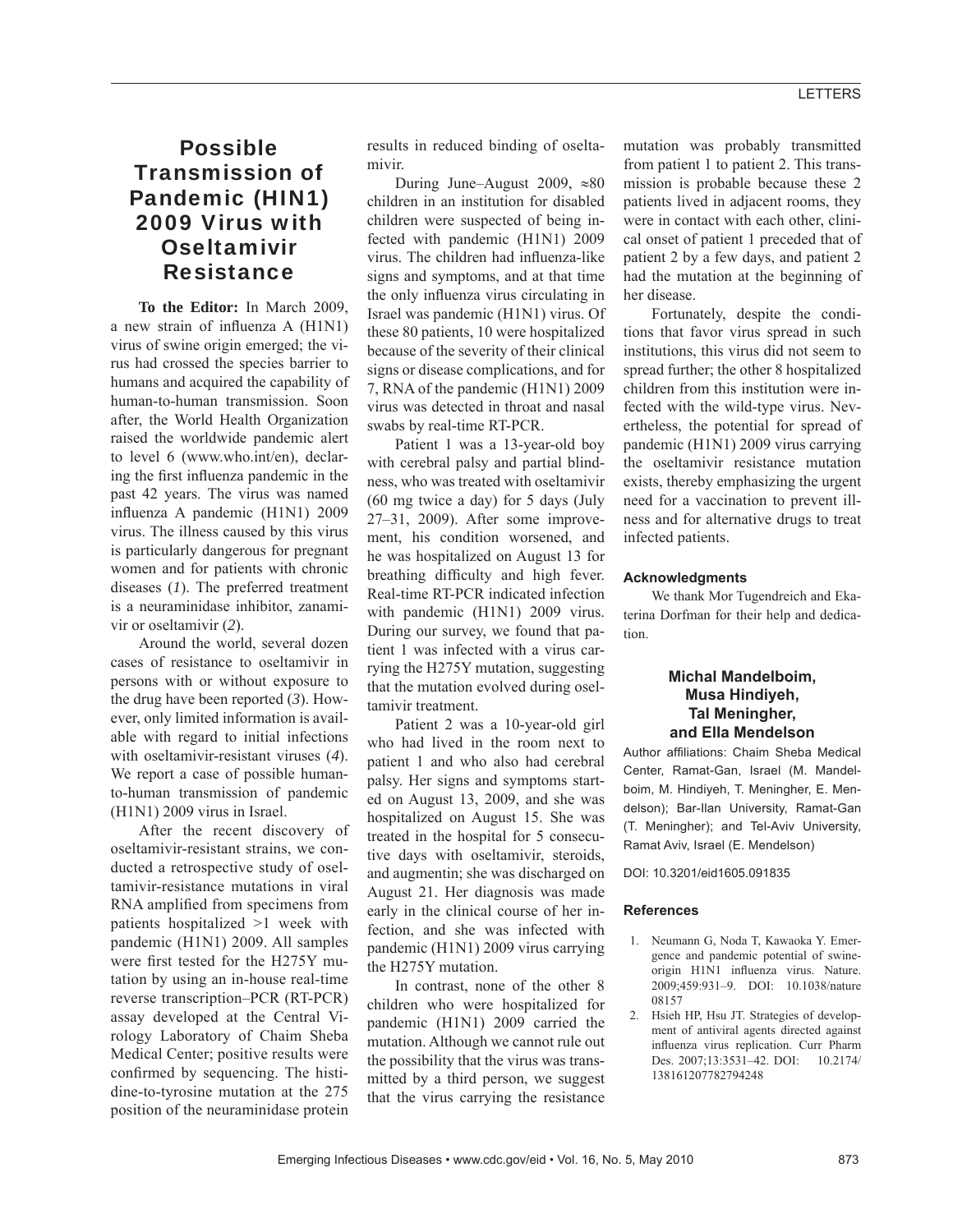# Possible Transmission of Pandemic (HIN1) 2009 Virus with Oseltamivir Resistance

**To the Editor:** In March 2009, a new strain of influenza A (H1N1) virus of swine origin emerged; the virus had crossed the species barrier to humans and acquired the capability of human-to-human transmission. Soon after, the World Health Organization raised the worldwide pandemic alert to level 6 (www.who.int/en), declaring the first influenza pandemic in the past 42 years. The virus was named influenza A pandemic (H1N1) 2009 virus. The illness caused by this virus is particularly dangerous for pregnant women and for patients with chronic diseases (*1*). The preferred treatment is a neuraminidase inhibitor, zanamivir or oseltamivir (*2*).

Around the world, several dozen cases of resistance to oseltamivir in persons with or without exposure to the drug have been reported (*3*). However, only limited information is available with regard to initial infections with oseltamivir-resistant viruses (*4*). We report a case of possible human-to-human transmission of pandemic (H1N1) 2009 virus in Israel.

After the recent discovery of oseltamivir-resistant strains, we conducted a retrospective study of oseltamivir-resistance mutations in viral RNA amplified from specimens from patients hospitalized >1 week with pandemic (H1N1) 2009. All samples were first tested for the H275Y mutation by using an in-house real-time reverse transcription–PCR (RT-PCR) assay developed at the Central Virology Laboratory of Chaim Sheba Medical Center; positive results were confirmed by sequencing. The histidine-to-tyrosine mutation at the 275 position of the neuraminidase protein results in reduced binding of oseltamivir.

During June–August 2009, ≈80 children in an institution for disabled children were suspected of being infected with pandemic (H1N1) 2009 virus. The children had influenza-like signs and symptoms, and at that time the only influenza virus circulating in Israel was pandemic (H1N1) virus. Of these 80 patients, 10 were hospitalized because of the severity of their clinical signs or disease complications, and for 7, RNA of the pandemic (H1N1) 2009 virus was detected in throat and nasal swabs by real-time RT-PCR.

Patient 1 was a 13-year-old boy with cerebral palsy and partial blindness, who was treated with oseltamivir (60 mg twice a day) for 5 days (July 27–31, 2009). After some improvement, his condition worsened, and he was hospitalized on August 13 for breathing difficulty and high fever. Real-time RT-PCR indicated infection with pandemic (H1N1) 2009 virus. During our survey, we found that patient 1 was infected with a virus carrying the H275Y mutation, suggesting that the mutation evolved during oseltamivir treatment.

Patient 2 was a 10-year-old girl who had lived in the room next to patient 1 and who also had cerebral palsy. Her signs and symptoms started on August 13, 2009, and she was hospitalized on August 15. She was treated in the hospital for 5 consecutive days with oseltamivir, steroids, and augmentin; she was discharged on August 21. Her diagnosis was made early in the clinical course of her infection, and she was infected with pandemic (H1N1) 2009 virus carrying the H275Y mutation.

In contrast, none of the other 8 children who were hospitalized for pandemic (H1N1) 2009 carried the mutation. Although we cannot rule out the possibility that the virus was transmitted by a third person, we suggest that the virus carrying the resistance mutation was probably transmitted from patient 1 to patient 2. This transmission is probable because these 2 patients lived in adjacent rooms, they were in contact with each other, clinical onset of patient 1 preceded that of patient 2 by a few days, and patient 2 had the mutation at the beginning of her disease.

Fortunately, despite the conditions that favor virus spread in such institutions, this virus did not seem to spread further; the other 8 hospitalized children from this institution were infected with the wild-type virus. Nevertheless, the potential for spread of pandemic (H1N1) 2009 virus carrying the oseltamivir resistance mutation exists, thereby emphasizing the urgent need for a vaccination to prevent illness and for alternative drugs to treat infected patients.

### Acknowledgments

We thank Mor Tugendreich and Ekaterina Dorfman for their help and dedication.

**Michal Mandelboim, Musa Hindiyeh, Tal Meningher, and Ella Mendelson**

Author affiliations: Chaim Sheba Medical Center, Ramat-Gan, Israel (M. Mandelboim, M. Hindiyeh, T. Meningher, E. Mendelson); Bar-Ilan University, Ramat-Gan (T. Meningher); and Tel-Aviv University, Ramat Aviv, Israel (E. Mendelson)

DOI: 10.3201/eid1605.091835

### References

1. Neumann G, Noda T, Kawaoka Y. Emergence and pandemic potential of swine-origin H1N1 influenza virus. Nature. 2009;459:931–9. DOI: 10.1038/nature08157
2. Hsieh HP, Hsu JT. Strategies of development of antiviral agents directed against influenza virus replication. Curr Pharm Des. 2007;13:3531–42. DOI: 10.2174/138161207782794248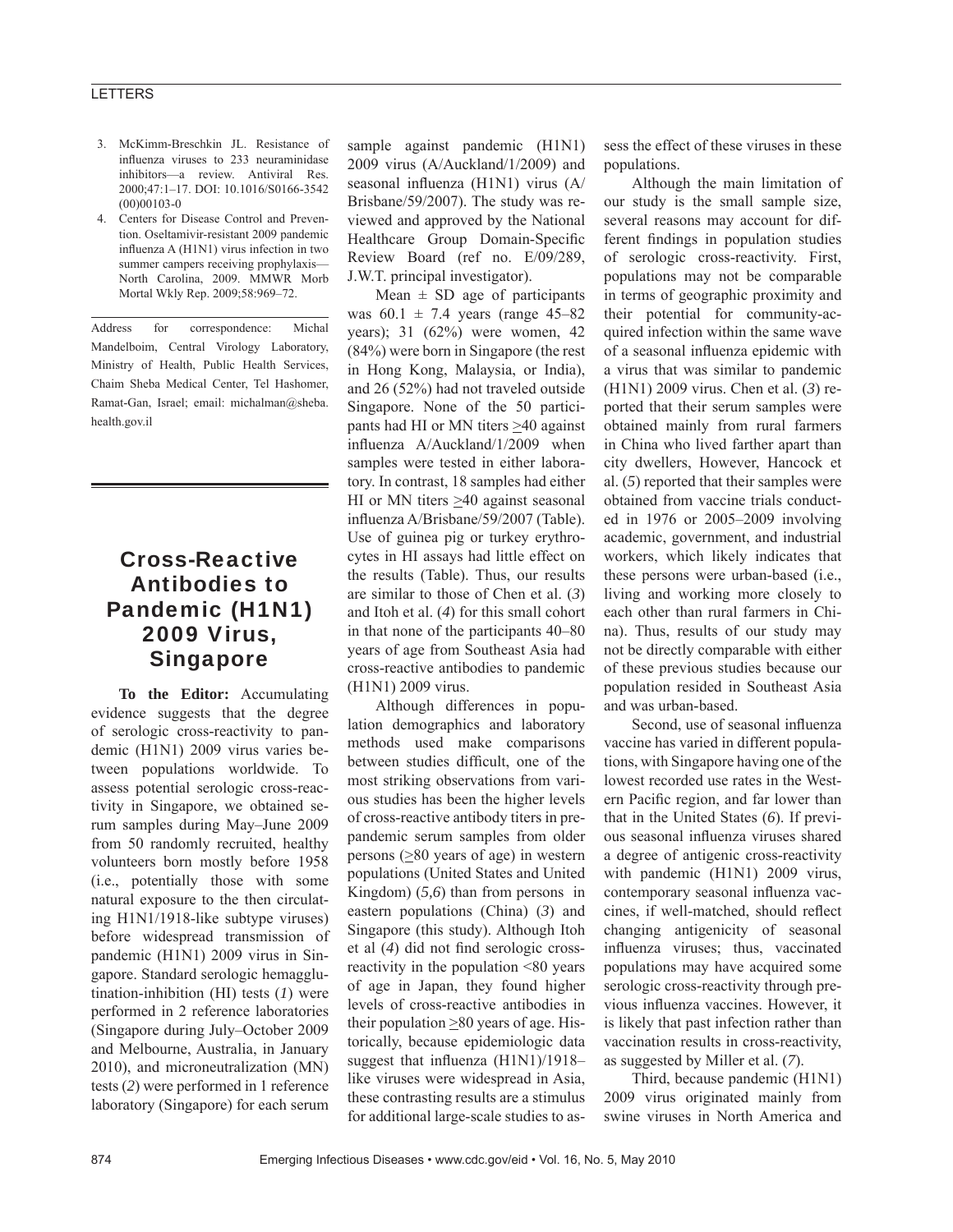3. McKimm-Breschkin JL. Resistance of influenza viruses to 233 neuraminidase inhibitors—a review. Antiviral Res. 2000;47:1–17. DOI: 10.1016/S0166-3542(00)00103-0
4. Centers for Disease Control and Prevention. Oseltamivir-resistant 2009 pandemic influenza A (H1N1) virus infection in two summer campers receiving prophylaxis—North Carolina, 2009. MMWR Morb Mortal Wkly Rep. 2009;58:969–72.

Address for correspondence: Michal Mandelboim, Central Virology Laboratory, Ministry of Health, Public Health Services, Chaim Sheba Medical Center, Tel Hashomer, Ramat-Gan, Israel; email: michalman@sheba.health.gov.il

# Cross-Reactive Antibodies to Pandemic (H1N1) 2009 Virus, Singapore

**To the Editor:** Accumulating evidence suggests that the degree of serologic cross-reactivity to pandemic (H1N1) 2009 virus varies between populations worldwide. To assess potential serologic cross-reactivity in Singapore, we obtained serum samples during May–June 2009 from 50 randomly recruited, healthy volunteers born mostly before 1958 (i.e., potentially those with some natural exposure to the then circulating H1N1/1918-like subtype viruses) before widespread transmission of pandemic (H1N1) 2009 virus in Singapore. Standard serologic hemagglutination-inhibition (HI) tests (*1*) were performed in 2 reference laboratories (Singapore during July–October 2009 and Melbourne, Australia, in January 2010), and microneutralization (MN) tests (*2*) were performed in 1 reference laboratory (Singapore) for each serum sample against pandemic (H1N1) 2009 virus (A/Auckland/1/2009) and seasonal influenza (H1N1) virus (A/Brisbane/59/2007). The study was reviewed and approved by the National Healthcare Group Domain-Specific Review Board (ref no. E/09/289, J.W.T. principal investigator).

Mean ± SD age of participants was 60.1 ± 7.4 years (range 45–82 years); 31 (62%) were women, 42 (84%) were born in Singapore (the rest in Hong Kong, Malaysia, or India), and 26 (52%) had not traveled outside Singapore. None of the 50 participants had HI or MN titers ≥40 against influenza A/Auckland/1/2009 when samples were tested in either laboratory. In contrast, 18 samples had either HI or MN titers ≥40 against seasonal influenza A/Brisbane/59/2007 (Table). Use of guinea pig or turkey erythrocytes in HI assays had little effect on the results (Table). Thus, our results are similar to those of Chen et al. (*3*) and Itoh et al. (*4*) for this small cohort in that none of the participants 40–80 years of age from Southeast Asia had cross-reactive antibodies to pandemic (H1N1) 2009 virus.

Although differences in population demographics and laboratory methods used make comparisons between studies difficult, one of the most striking observations from various studies has been the higher levels of cross-reactive antibody titers in prepandemic serum samples from older persons (≥80 years of age) in western populations (United States and United Kingdom) (*5,6*) than from persons in eastern populations (China) (*3*) and Singapore (this study). Although Itoh et al (*4*) did not find serologic cross-reactivity in the population <80 years of age in Japan, they found higher levels of cross-reactive antibodies in their population ≥80 years of age. Historically, because epidemiologic data suggest that influenza (H1N1)/1918–like viruses were widespread in Asia, these contrasting results are a stimulus for additional large-scale studies to assess the effect of these viruses in these populations.

Although the main limitation of our study is the small sample size, several reasons may account for different findings in population studies of serologic cross-reactivity. First, populations may not be comparable in terms of geographic proximity and their potential for community-acquired infection within the same wave of a seasonal influenza epidemic with a virus that was similar to pandemic (H1N1) 2009 virus. Chen et al. (*3*) reported that their serum samples were obtained mainly from rural farmers in China who lived farther apart than city dwellers, However, Hancock et al. (*5*) reported that their samples were obtained from vaccine trials conducted in 1976 or 2005–2009 involving academic, government, and industrial workers, which likely indicates that these persons were urban-based (i.e., living and working more closely to each other than rural farmers in China). Thus, results of our study may not be directly comparable with either of these previous studies because our population resided in Southeast Asia and was urban-based.

Second, use of seasonal influenza vaccine has varied in different populations, with Singapore having one of the lowest recorded use rates in the Western Pacific region, and far lower than that in the United States (*6*). If previous seasonal influenza viruses shared a degree of antigenic cross-reactivity with pandemic (H1N1) 2009 virus, contemporary seasonal influenza vaccines, if well-matched, should reflect changing antigenicity of seasonal influenza viruses; thus, vaccinated populations may have acquired some serologic cross-reactivity through previous influenza vaccines. However, it is likely that past infection rather than vaccination results in cross-reactivity, as suggested by Miller et al. (*7*).

Third, because pandemic (H1N1) 2009 virus originated mainly from swine viruses in North America and